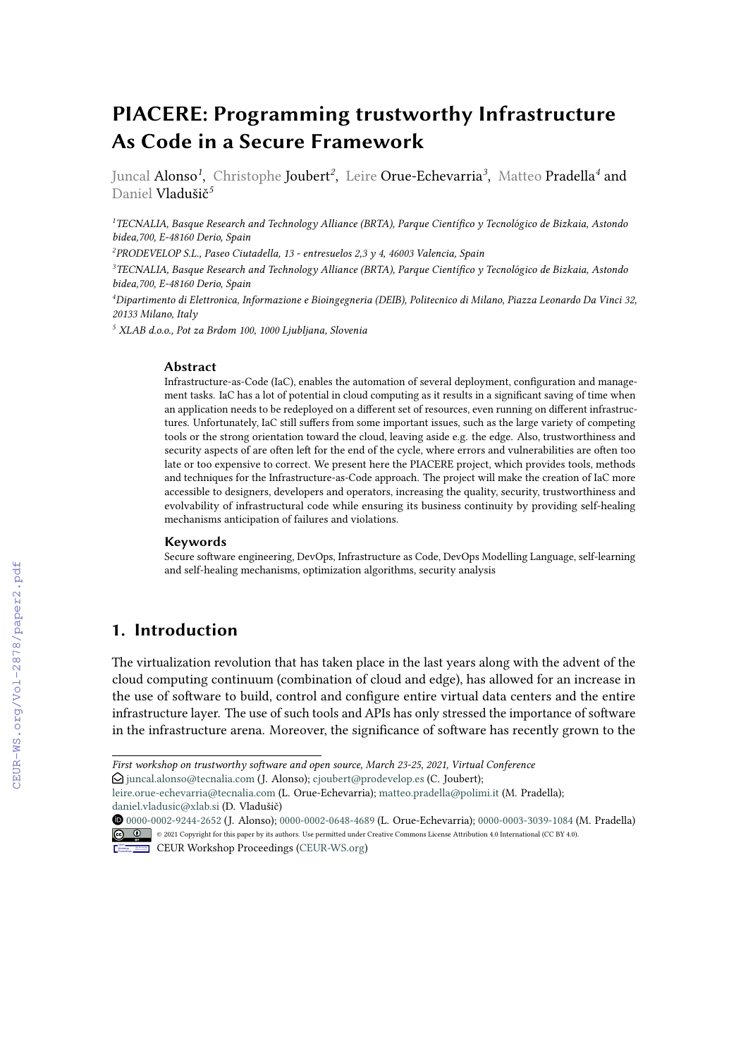# PIACERE: Programming trustworthy Infrastructure As Code in a Secure Framework

Juncal Alonso[1], Christophe Joubert[2], Leire Orue-Echevarria[3], Matteo Pradella[4] and Daniel Vladušič[5]

[1]TECNALIA, Basque Research and Technology Alliance (BRTA), Parque Científico y Tecnológico de Bizkaia, Astondo bidea,700, E-48160 Derio, Spain

[2]PRODEVELOP S.L., Paseo Ciutadella, 13 - entresuelos 2,3 y 4, 46003 Valencia, Spain

[3]TECNALIA, Basque Research and Technology Alliance (BRTA), Parque Científico y Tecnológico de Bizkaia, Astondo bidea,700, E-48160 Derio, Spain

[4]Dipartimento di Elettronica, Informazione e Bioingegneria (DEIB), Politecnico di Milano, Piazza Leonardo Da Vinci 32, 20133 Milano, Italy

[5] XLAB d.o.o., Pot za Brdom 100, 1000 Ljubljana, Slovenia

### Abstract

Infrastructure-as-Code (IaC), enables the automation of several deployment, configuration and management tasks. IaC has a lot of potential in cloud computing as it results in a significant saving of time when an application needs to be redeployed on a different set of resources, even running on different infrastructures. Unfortunately, IaC still suffers from some important issues, such as the large variety of competing tools or the strong orientation toward the cloud, leaving aside e.g. the edge. Also, trustworthiness and security aspects of are often left for the end of the cycle, where errors and vulnerabilities are often too late or too expensive to correct. We present here the PIACERE project, which provides tools, methods and techniques for the Infrastructure-as-Code approach. The project will make the creation of IaC more accessible to designers, developers and operators, increasing the quality, security, trustworthiness and evolvability of infrastructural code while ensuring its business continuity by providing self-healing mechanisms anticipation of failures and violations.

### Keywords

Secure software engineering, DevOps, Infrastructure as Code, DevOps Modelling Language, self-learning and self-healing mechanisms, optimization algorithms, security analysis

## 1. Introduction

The virtualization revolution that has taken place in the last years along with the advent of the cloud computing continuum (combination of cloud and edge), has allowed for an increase in the use of software to build, control and configure entire virtual data centers and the entire infrastructure layer. The use of such tools and APIs has only stressed the importance of software in the infrastructure arena. Moreover, the significance of software has recently grown to the

---

*First workshop on trustworthy software and open source, March 23-25, 2021, Virtual Conference*

juncal.alonso@tecnalia.com (J. Alonso); cjoubert@prodevelop.es (C. Joubert); leire.orue-echevarria@tecnalia.com (L. Orue-Echevarria); matteo.pradella@polimi.it (M. Pradella); daniel.vladusic@xlab.si (D. Vladušič)

0000-0002-9244-2652 (J. Alonso); 0000-0002-0648-4689 (L. Orue-Echevarria); 0000-0003-3039-1084 (M. Pradella)

© 2021 Copyright for this paper by its authors. Use permitted under Creative Commons License Attribution 4.0 International (CC BY 4.0).

CEUR Workshop Proceedings (CEUR-WS.org)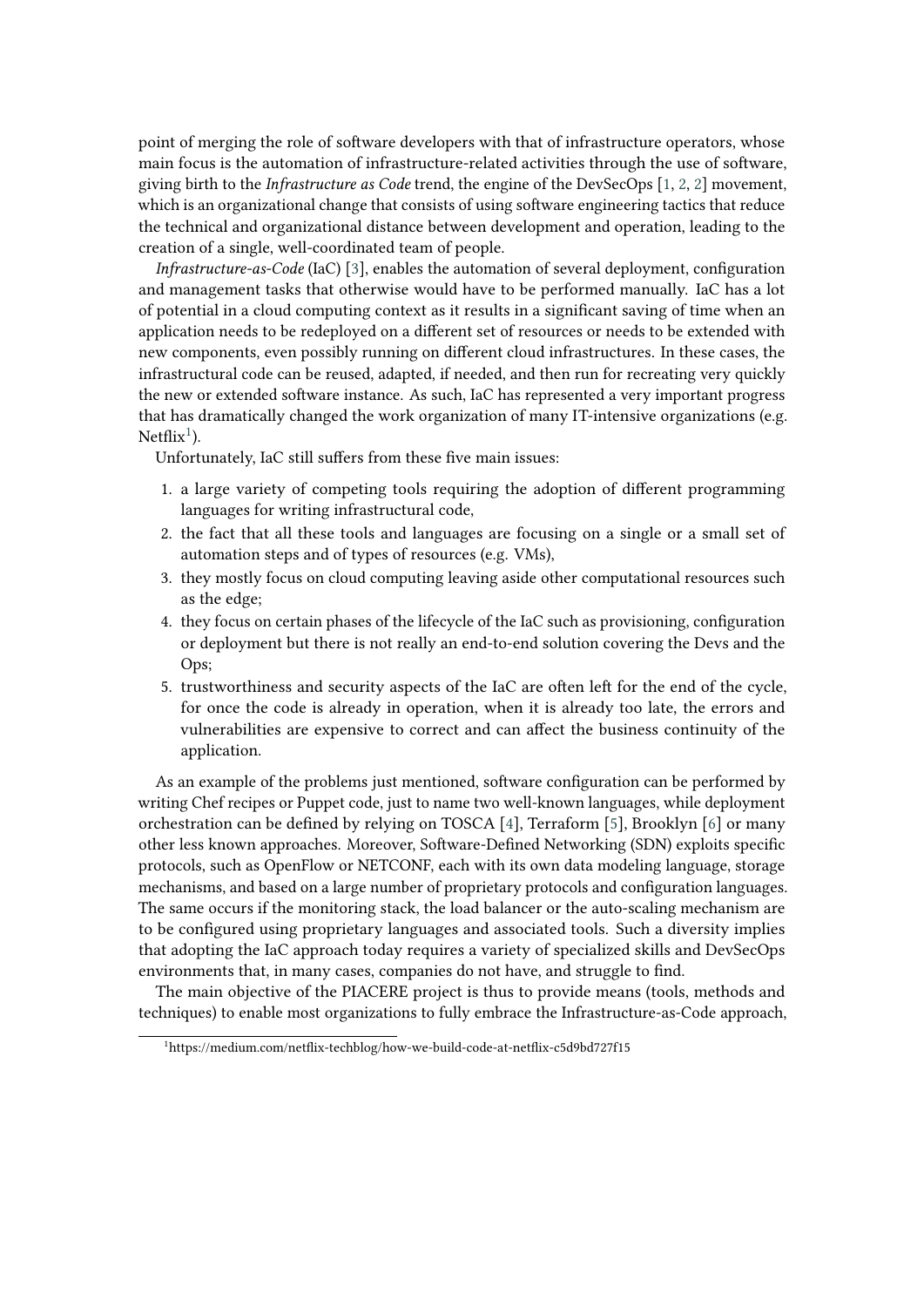point of merging the role of software developers with that of infrastructure operators, whose main focus is the automation of infrastructure-related activities through the use of software, giving birth to the *Infrastructure as Code* trend, the engine of the DevSecOps [1, 2, 2] movement, which is an organizational change that consists of using software engineering tactics that reduce the technical and organizational distance between development and operation, leading to the creation of a single, well-coordinated team of people.

*Infrastructure-as-Code* (IaC) [3], enables the automation of several deployment, configuration and management tasks that otherwise would have to be performed manually. IaC has a lot of potential in a cloud computing context as it results in a significant saving of time when an application needs to be redeployed on a different set of resources or needs to be extended with new components, even possibly running on different cloud infrastructures. In these cases, the infrastructural code can be reused, adapted, if needed, and then run for recreating very quickly the new or extended software instance. As such, IaC has represented a very important progress that has dramatically changed the work organization of many IT-intensive organizations (e.g. Netflix[1]).

Unfortunately, IaC still suffers from these five main issues:

1. a large variety of competing tools requiring the adoption of different programming languages for writing infrastructural code,
2. the fact that all these tools and languages are focusing on a single or a small set of automation steps and of types of resources (e.g. VMs),
3. they mostly focus on cloud computing leaving aside other computational resources such as the edge;
4. they focus on certain phases of the lifecycle of the IaC such as provisioning, configuration or deployment but there is not really an end-to-end solution covering the Devs and the Ops;
5. trustworthiness and security aspects of the IaC are often left for the end of the cycle, for once the code is already in operation, when it is already too late, the errors and vulnerabilities are expensive to correct and can affect the business continuity of the application.

As an example of the problems just mentioned, software configuration can be performed by writing Chef recipes or Puppet code, just to name two well-known languages, while deployment orchestration can be defined by relying on TOSCA [4], Terraform [5], Brooklyn [6] or many other less known approaches. Moreover, Software-Defined Networking (SDN) exploits specific protocols, such as OpenFlow or NETCONF, each with its own data modeling language, storage mechanisms, and based on a large number of proprietary protocols and configuration languages. The same occurs if the monitoring stack, the load balancer or the auto-scaling mechanism are to be configured using proprietary languages and associated tools. Such a diversity implies that adopting the IaC approach today requires a variety of specialized skills and DevSecOps environments that, in many cases, companies do not have, and struggle to find.

The main objective of the PIACERE project is thus to provide means (tools, methods and techniques) to enable most organizations to fully embrace the Infrastructure-as-Code approach,

[1] https://medium.com/netflix-techblog/how-we-build-code-at-netflix-c5d9bd727f15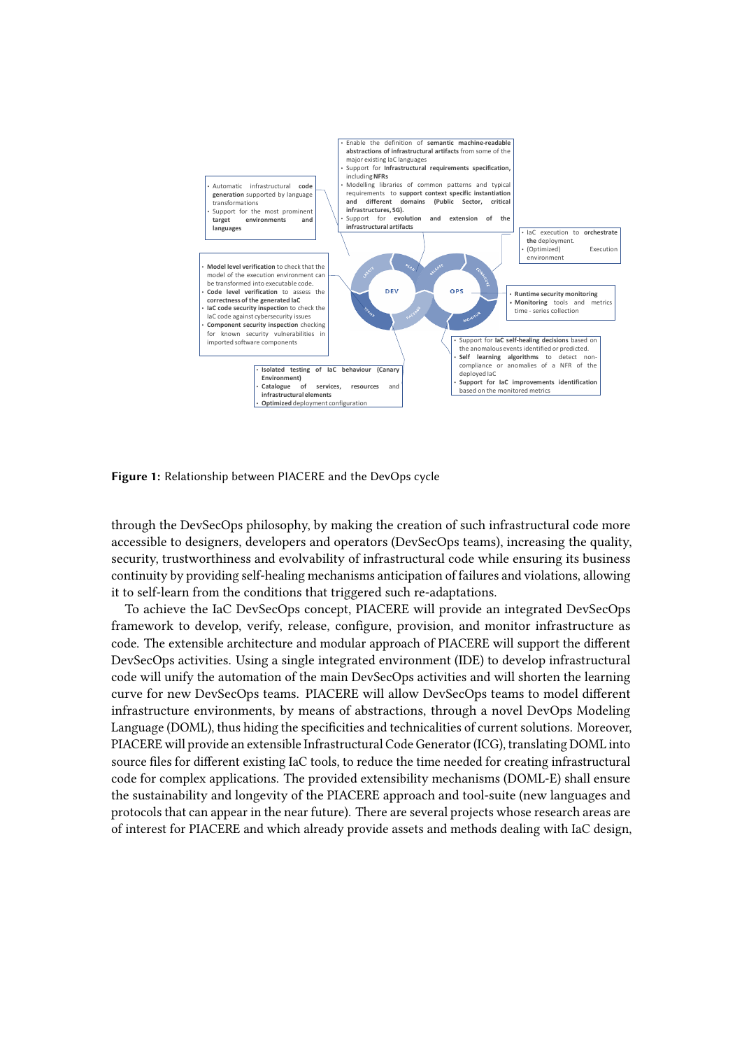**Figure 1:** Relationship between PIACERE and the DevOps cycle

through the DevSecOps philosophy, by making the creation of such infrastructural code more accessible to designers, developers and operators (DevSecOps teams), increasing the quality, security, trustworthiness and evolvability of infrastructural code while ensuring its business continuity by providing self-healing mechanisms anticipation of failures and violations, allowing it to self-learn from the conditions that triggered such re-adaptations.

To achieve the IaC DevSecOps concept, PIACERE will provide an integrated DevSecOps framework to develop, verify, release, configure, provision, and monitor infrastructure as code. The extensible architecture and modular approach of PIACERE will support the different DevSecOps activities. Using a single integrated environment (IDE) to develop infrastructural code will unify the automation of the main DevSecOps activities and will shorten the learning curve for new DevSecOps teams. PIACERE will allow DevSecOps teams to model different infrastructure environments, by means of abstractions, through a novel DevOps Modeling Language (DOML), thus hiding the specificities and technicalities of current solutions. Moreover, PIACERE will provide an extensible Infrastructural Code Generator (ICG), translating DOML into source files for different existing IaC tools, to reduce the time needed for creating infrastructural code for complex applications. The provided extensibility mechanisms (DOML-E) shall ensure the sustainability and longevity of the PIACERE approach and tool-suite (new languages and protocols that can appear in the near future). There are several projects whose research areas are of interest for PIACERE and which already provide assets and methods dealing with IaC design,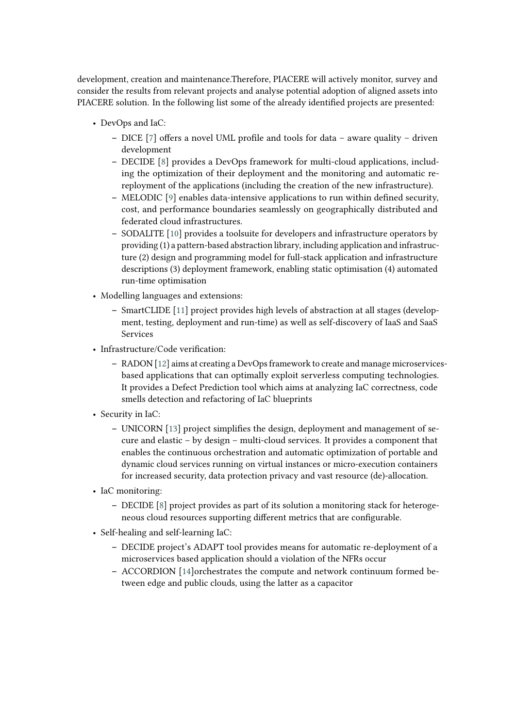development, creation and maintenance.Therefore, PIACERE will actively monitor, survey and consider the results from relevant projects and analyse potential adoption of aligned assets into PIACERE solution. In the following list some of the already identified projects are presented:

- DevOps and IaC:
  - DICE [7] offers a novel UML profile and tools for data – aware quality – driven development
  - DECIDE [8] provides a DevOps framework for multi-cloud applications, including the optimization of their deployment and the monitoring and automatic rereployment of the applications (including the creation of the new infrastructure).
  - MELODIC [9] enables data-intensive applications to run within defined security, cost, and performance boundaries seamlessly on geographically distributed and federated cloud infrastructures.
  - SODALITE [10] provides a toolsuite for developers and infrastructure operators by providing (1) a pattern-based abstraction library, including application and infrastructure (2) design and programming model for full-stack application and infrastructure descriptions (3) deployment framework, enabling static optimisation (4) automated run-time optimisation
- Modelling languages and extensions:
  - SmartCLIDE [11] project provides high levels of abstraction at all stages (development, testing, deployment and run-time) as well as self-discovery of IaaS and SaaS Services
- Infrastructure/Code verification:
  - RADON [12] aims at creating a DevOps framework to create and manage microservices-based applications that can optimally exploit serverless computing technologies. It provides a Defect Prediction tool which aims at analyzing IaC correctness, code smells detection and refactoring of IaC blueprints
- Security in IaC:
  - UNICORN [13] project simplifies the design, deployment and management of secure and elastic – by design – multi-cloud services. It provides a component that enables the continuous orchestration and automatic optimization of portable and dynamic cloud services running on virtual instances or micro-execution containers for increased security, data protection privacy and vast resource (de)-allocation.
- IaC monitoring:
  - DECIDE [8] project provides as part of its solution a monitoring stack for heterogeneous cloud resources supporting different metrics that are configurable.
- Self-healing and self-learning IaC:
  - DECIDE project's ADAPT tool provides means for automatic re-deployment of a microservices based application should a violation of the NFRs occur
  - ACCORDION [14]orchestrates the compute and network continuum formed between edge and public clouds, using the latter as a capacitor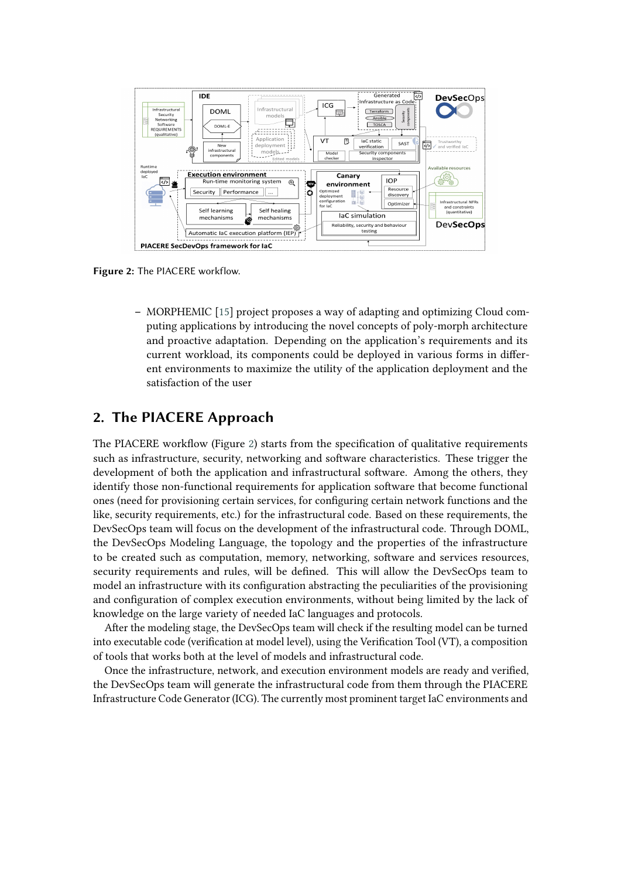**Figure 2:** The PIACERE workflow.

- MORPHEMIC [15] project proposes a way of adapting and optimizing Cloud computing applications by introducing the novel concepts of poly-morph architecture and proactive adaptation. Depending on the application's requirements and its current workload, its components could be deployed in various forms in different environments to maximize the utility of the application deployment and the satisfaction of the user

## 2. The PIACERE Approach

The PIACERE workflow (Figure 2) starts from the specification of qualitative requirements such as infrastructure, security, networking and software characteristics. These trigger the development of both the application and infrastructural software. Among the others, they identify those non-functional requirements for application software that become functional ones (need for provisioning certain services, for configuring certain network functions and the like, security requirements, etc.) for the infrastructural code. Based on these requirements, the DevSecOps team will focus on the development of the infrastructural code. Through DOML, the DevSecOps Modeling Language, the topology and the properties of the infrastructure to be created such as computation, memory, networking, software and services resources, security requirements and rules, will be defined. This will allow the DevSecOps team to model an infrastructure with its configuration abstracting the peculiarities of the provisioning and configuration of complex execution environments, without being limited by the lack of knowledge on the large variety of needed IaC languages and protocols.

After the modeling stage, the DevSecOps team will check if the resulting model can be turned into executable code (verification at model level), using the Verification Tool (VT), a composition of tools that works both at the level of models and infrastructural code.

Once the infrastructure, network, and execution environment models are ready and verified, the DevSecOps team will generate the infrastructural code from them through the PIACERE Infrastructure Code Generator (ICG). The currently most prominent target IaC environments and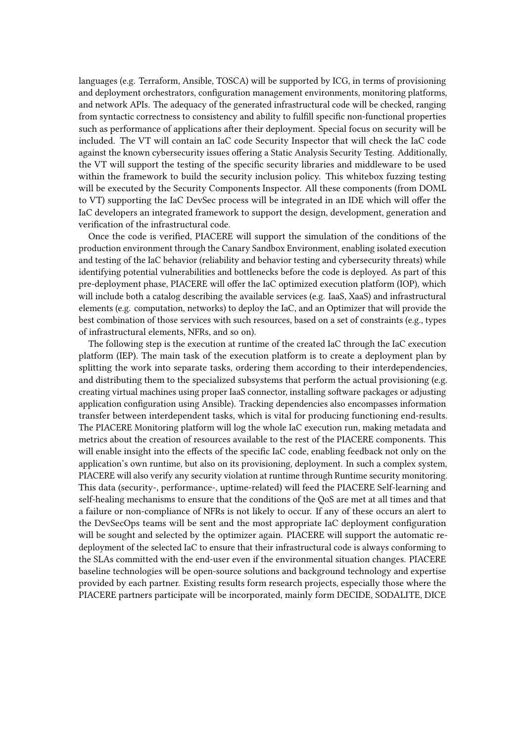languages (e.g. Terraform, Ansible, TOSCA) will be supported by ICG, in terms of provisioning and deployment orchestrators, configuration management environments, monitoring platforms, and network APIs. The adequacy of the generated infrastructural code will be checked, ranging from syntactic correctness to consistency and ability to fulfill specific non-functional properties such as performance of applications after their deployment. Special focus on security will be included. The VT will contain an IaC code Security Inspector that will check the IaC code against the known cybersecurity issues offering a Static Analysis Security Testing. Additionally, the VT will support the testing of the specific security libraries and middleware to be used within the framework to build the security inclusion policy. This whitebox fuzzing testing will be executed by the Security Components Inspector. All these components (from DOML to VT) supporting the IaC DevSec process will be integrated in an IDE which will offer the IaC developers an integrated framework to support the design, development, generation and verification of the infrastructural code.

Once the code is verified, PIACERE will support the simulation of the conditions of the production environment through the Canary Sandbox Environment, enabling isolated execution and testing of the IaC behavior (reliability and behavior testing and cybersecurity threats) while identifying potential vulnerabilities and bottlenecks before the code is deployed. As part of this pre-deployment phase, PIACERE will offer the IaC optimized execution platform (IOP), which will include both a catalog describing the available services (e.g. IaaS, XaaS) and infrastructural elements (e.g. computation, networks) to deploy the IaC, and an Optimizer that will provide the best combination of those services with such resources, based on a set of constraints (e.g., types of infrastructural elements, NFRs, and so on).

The following step is the execution at runtime of the created IaC through the IaC execution platform (IEP). The main task of the execution platform is to create a deployment plan by splitting the work into separate tasks, ordering them according to their interdependencies, and distributing them to the specialized subsystems that perform the actual provisioning (e.g. creating virtual machines using proper IaaS connector, installing software packages or adjusting application configuration using Ansible). Tracking dependencies also encompasses information transfer between interdependent tasks, which is vital for producing functioning end-results. The PIACERE Monitoring platform will log the whole IaC execution run, making metadata and metrics about the creation of resources available to the rest of the PIACERE components. This will enable insight into the effects of the specific IaC code, enabling feedback not only on the application's own runtime, but also on its provisioning, deployment. In such a complex system, PIACERE will also verify any security violation at runtime through Runtime security monitoring. This data (security-, performance-, uptime-related) will feed the PIACERE Self-learning and self-healing mechanisms to ensure that the conditions of the QoS are met at all times and that a failure or non-compliance of NFRs is not likely to occur. If any of these occurs an alert to the DevSecOps teams will be sent and the most appropriate IaC deployment configuration will be sought and selected by the optimizer again. PIACERE will support the automatic re-deployment of the selected IaC to ensure that their infrastructural code is always conforming to the SLAs committed with the end-user even if the environmental situation changes. PIACERE baseline technologies will be open-source solutions and background technology and expertise provided by each partner. Existing results form research projects, especially those where the PIACERE partners participate will be incorporated, mainly form DECIDE, SODALITE, DICE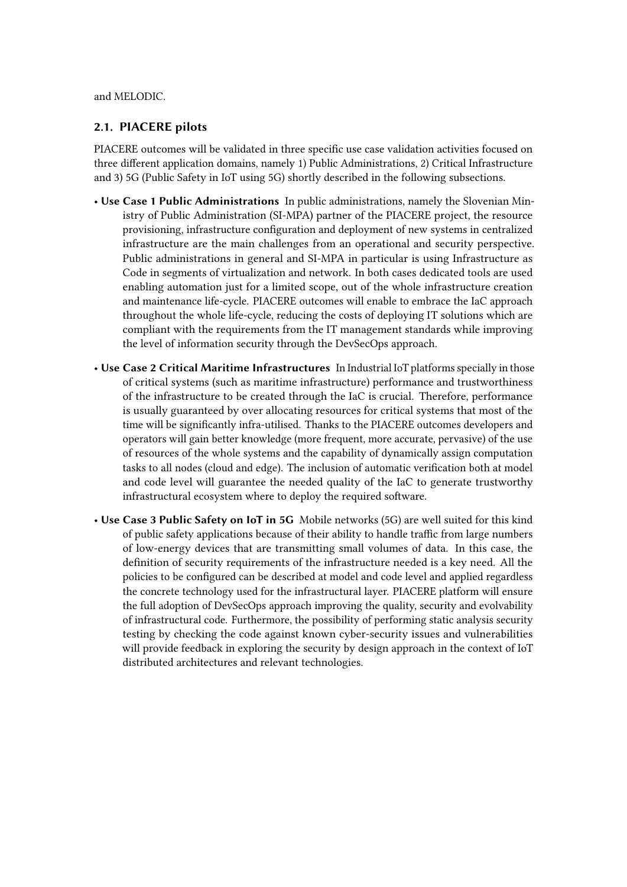and MELODIC.

## 2.1. PIACERE pilots

PIACERE outcomes will be validated in three specific use case validation activities focused on three different application domains, namely 1) Public Administrations, 2) Critical Infrastructure and 3) 5G (Public Safety in IoT using 5G) shortly described in the following subsections.

- **Use Case 1 Public Administrations** In public administrations, namely the Slovenian Ministry of Public Administration (SI-MPA) partner of the PIACERE project, the resource provisioning, infrastructure configuration and deployment of new systems in centralized infrastructure are the main challenges from an operational and security perspective. Public administrations in general and SI-MPA in particular is using Infrastructure as Code in segments of virtualization and network. In both cases dedicated tools are used enabling automation just for a limited scope, out of the whole infrastructure creation and maintenance life-cycle. PIACERE outcomes will enable to embrace the IaC approach throughout the whole life-cycle, reducing the costs of deploying IT solutions which are compliant with the requirements from the IT management standards while improving the level of information security through the DevSecOps approach.
- **Use Case 2 Critical Maritime Infrastructures** In Industrial IoT platforms specially in those of critical systems (such as maritime infrastructure) performance and trustworthiness of the infrastructure to be created through the IaC is crucial. Therefore, performance is usually guaranteed by over allocating resources for critical systems that most of the time will be significantly infra-utilised. Thanks to the PIACERE outcomes developers and operators will gain better knowledge (more frequent, more accurate, pervasive) of the use of resources of the whole systems and the capability of dynamically assign computation tasks to all nodes (cloud and edge). The inclusion of automatic verification both at model and code level will guarantee the needed quality of the IaC to generate trustworthy infrastructural ecosystem where to deploy the required software.
- **Use Case 3 Public Safety on IoT in 5G** Mobile networks (5G) are well suited for this kind of public safety applications because of their ability to handle traffic from large numbers of low-energy devices that are transmitting small volumes of data. In this case, the definition of security requirements of the infrastructure needed is a key need. All the policies to be configured can be described at model and code level and applied regardless the concrete technology used for the infrastructural layer. PIACERE platform will ensure the full adoption of DevSecOps approach improving the quality, security and evolvability of infrastructural code. Furthermore, the possibility of performing static analysis security testing by checking the code against known cyber-security issues and vulnerabilities will provide feedback in exploring the security by design approach in the context of IoT distributed architectures and relevant technologies.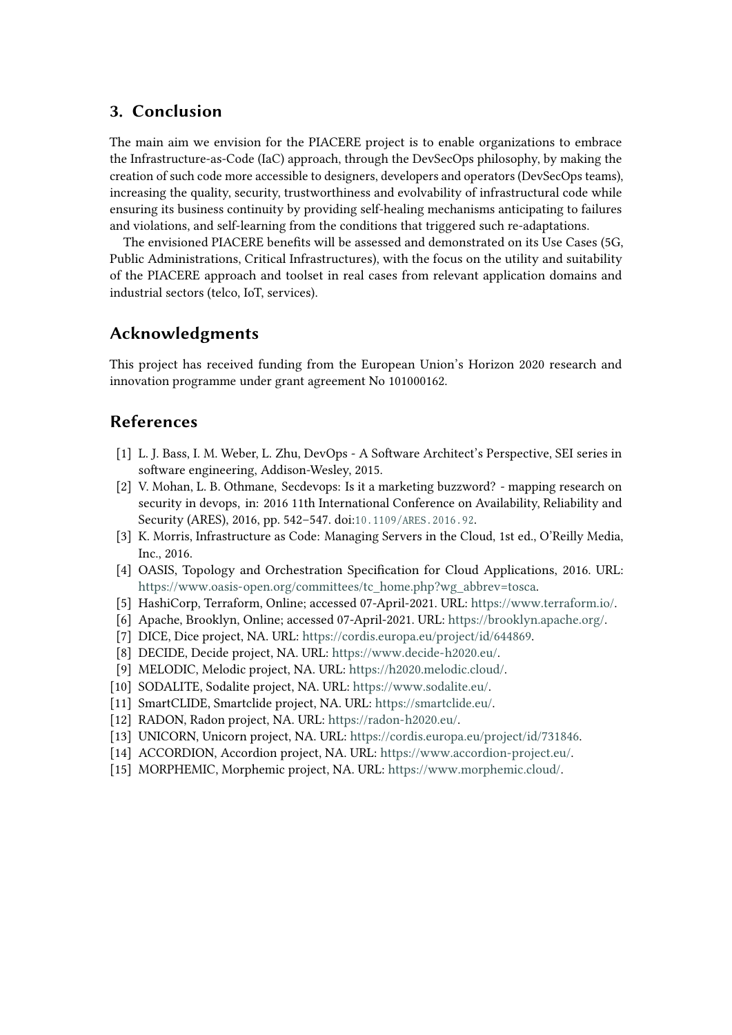## 3. Conclusion

The main aim we envision for the PIACERE project is to enable organizations to embrace the Infrastructure-as-Code (IaC) approach, through the DevSecOps philosophy, by making the creation of such code more accessible to designers, developers and operators (DevSecOps teams), increasing the quality, security, trustworthiness and evolvability of infrastructural code while ensuring its business continuity by providing self-healing mechanisms anticipating to failures and violations, and self-learning from the conditions that triggered such re-adaptations.

The envisioned PIACERE benefits will be assessed and demonstrated on its Use Cases (5G, Public Administrations, Critical Infrastructures), with the focus on the utility and suitability of the PIACERE approach and toolset in real cases from relevant application domains and industrial sectors (telco, IoT, services).

## Acknowledgments

This project has received funding from the European Union's Horizon 2020 research and innovation programme under grant agreement No 101000162.

## References

[1] L. J. Bass, I. M. Weber, L. Zhu, DevOps - A Software Architect's Perspective, SEI series in software engineering, Addison-Wesley, 2015.

[2] V. Mohan, L. B. Othmane, Secdevops: Is it a marketing buzzword? - mapping research on security in devops, in: 2016 11th International Conference on Availability, Reliability and Security (ARES), 2016, pp. 542–547. doi:10.1109/ARES.2016.92.

[3] K. Morris, Infrastructure as Code: Managing Servers in the Cloud, 1st ed., O'Reilly Media, Inc., 2016.

[4] OASIS, Topology and Orchestration Specification for Cloud Applications, 2016. URL: https://www.oasis-open.org/committees/tc_home.php?wg_abbrev=tosca.

[5] HashiCorp, Terraform, Online; accessed 07-April-2021. URL: https://www.terraform.io/.

[6] Apache, Brooklyn, Online; accessed 07-April-2021. URL: https://brooklyn.apache.org/.

[7] DICE, Dice project, NA. URL: https://cordis.europa.eu/project/id/644869.

[8] DECIDE, Decide project, NA. URL: https://www.decide-h2020.eu/.

[9] MELODIC, Melodic project, NA. URL: https://h2020.melodic.cloud/.

[10] SODALITE, Sodalite project, NA. URL: https://www.sodalite.eu/.

[11] SmartCLIDE, Smartclide project, NA. URL: https://smartclide.eu/.

[12] RADON, Radon project, NA. URL: https://radon-h2020.eu/.

[13] UNICORN, Unicorn project, NA. URL: https://cordis.europa.eu/project/id/731846.

[14] ACCORDION, Accordion project, NA. URL: https://www.accordion-project.eu/.

[15] MORPHEMIC, Morphemic project, NA. URL: https://www.morphemic.cloud/.